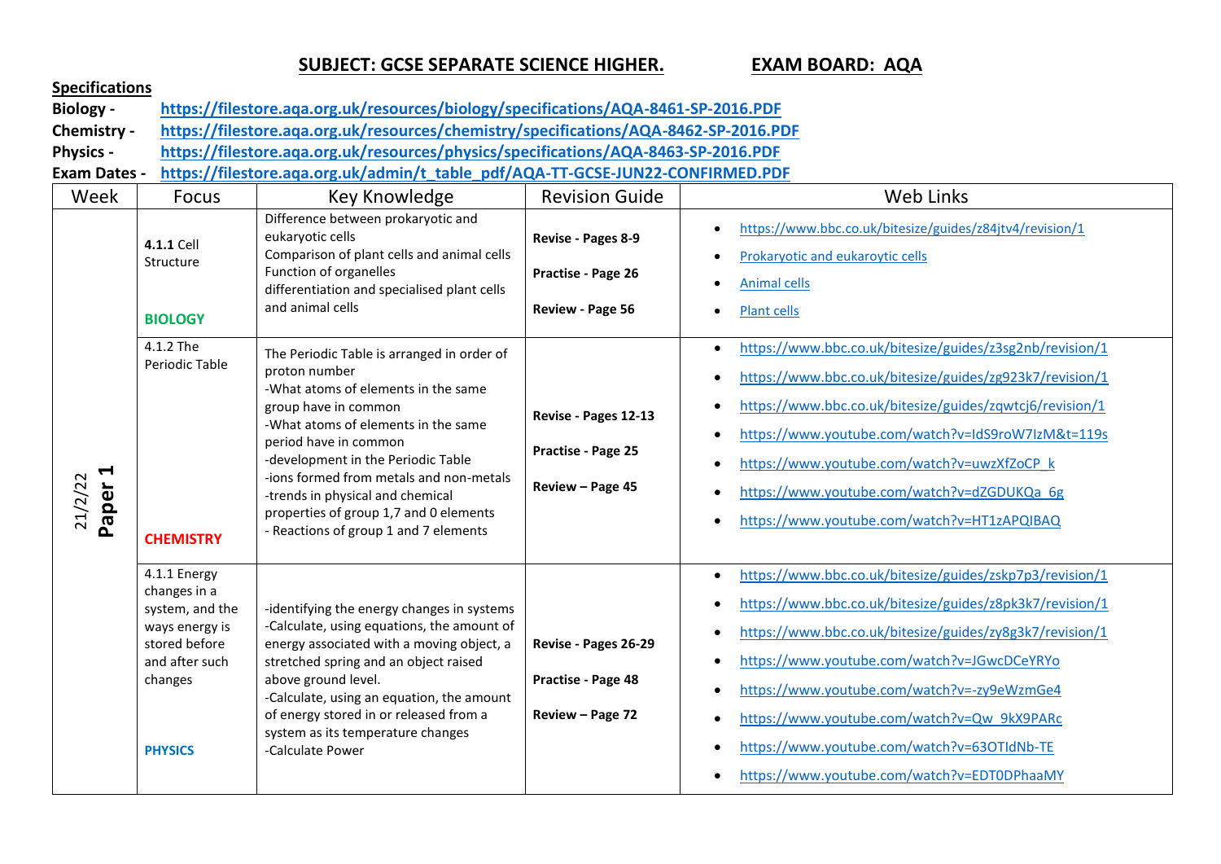# SUBJECT: GCSE SEPARATE SCIENCE HIGHER. EXAM BOARD: AQA

**Specifications**

**Biology -** https://filestore.aqa.org.uk/resources/biology/specifications/AQA-8461-SP-2016.PDF

**Chemistry -** https://filestore.aqa.org.uk/resources/chemistry/specifications/AQA-8462-SP-2016.PDF

**Physics -** https://filestore.aqa.org.uk/resources/physics/specifications/AQA-8463-SP-2016.PDF

**Exam Dates -** https://filestore.aqa.org.uk/admin/t_table_pdf/AQA-TT-GCSE-JUN22-CONFIRMED.PDF

| Week | Focus | Key Knowledge | Revision Guide | Web Links |
|---|---|---|---|---|
| 21/2/22 **Paper 1** | **4.1.1** Cell Structure<br><br>**BIOLOGY** | Difference between prokaryotic and eukaryotic cells<br>Comparison of plant cells and animal cells<br>Function of organelles<br>differentiation and specialised plant cells and animal cells | **Revise - Pages 8-9**<br><br>**Practise - Page 26**<br><br>**Review - Page 56** | • https://www.bbc.co.uk/bitesize/guides/z84jtv4/revision/1<br>• Prokaryotic and eukaroytic cells<br>• Animal cells<br>• Plant cells |
| | 4.1.2 The Periodic Table<br><br>**CHEMISTRY** | The Periodic Table is arranged in order of proton number<br>-What atoms of elements in the same group have in common<br>-What atoms of elements in the same period have in common<br>-development in the Periodic Table<br>-ions formed from metals and non-metals<br>-trends in physical and chemical properties of group 1,7 and 0 elements<br>- Reactions of group 1 and 7 elements | **Revise - Pages 12-13**<br><br>**Practise - Page 25**<br><br>**Review – Page 45** | • https://www.bbc.co.uk/bitesize/guides/z3sg2nb/revision/1<br>• https://www.bbc.co.uk/bitesize/guides/zg923k7/revision/1<br>• https://www.bbc.co.uk/bitesize/guides/zqwtcj6/revision/1<br>• https://www.youtube.com/watch?v=IdS9roW7IzM&t=119s<br>• https://www.youtube.com/watch?v=uwzXfZoCP_k<br>• https://www.youtube.com/watch?v=dZGDUKQa_6g<br>• https://www.youtube.com/watch?v=HT1zAPQIBAQ |
| | 4.1.1 Energy changes in a system, and the ways energy is stored before and after such changes<br><br>**PHYSICS** | -identifying the energy changes in systems<br>-Calculate, using equations, the amount of energy associated with a moving object, a stretched spring and an object raised above ground level.<br>-Calculate, using an equation, the amount of energy stored in or released from a system as its temperature changes<br>-Calculate Power | **Revise - Pages 26-29**<br><br>**Practise - Page 48**<br><br>**Review – Page 72** | • https://www.bbc.co.uk/bitesize/guides/zskp7p3/revision/1<br>• https://www.bbc.co.uk/bitesize/guides/z8pk3k7/revision/1<br>• https://www.bbc.co.uk/bitesize/guides/zy8g3k7/revision/1<br>• https://www.youtube.com/watch?v=JGwcDCeYRYo<br>• https://www.youtube.com/watch?v=-zy9eWzmGe4<br>• https://www.youtube.com/watch?v=Qw_9kX9PARc<br>• https://www.youtube.com/watch?v=63OTIdNb-TE<br>• https://www.youtube.com/watch?v=EDT0DPhaaMY |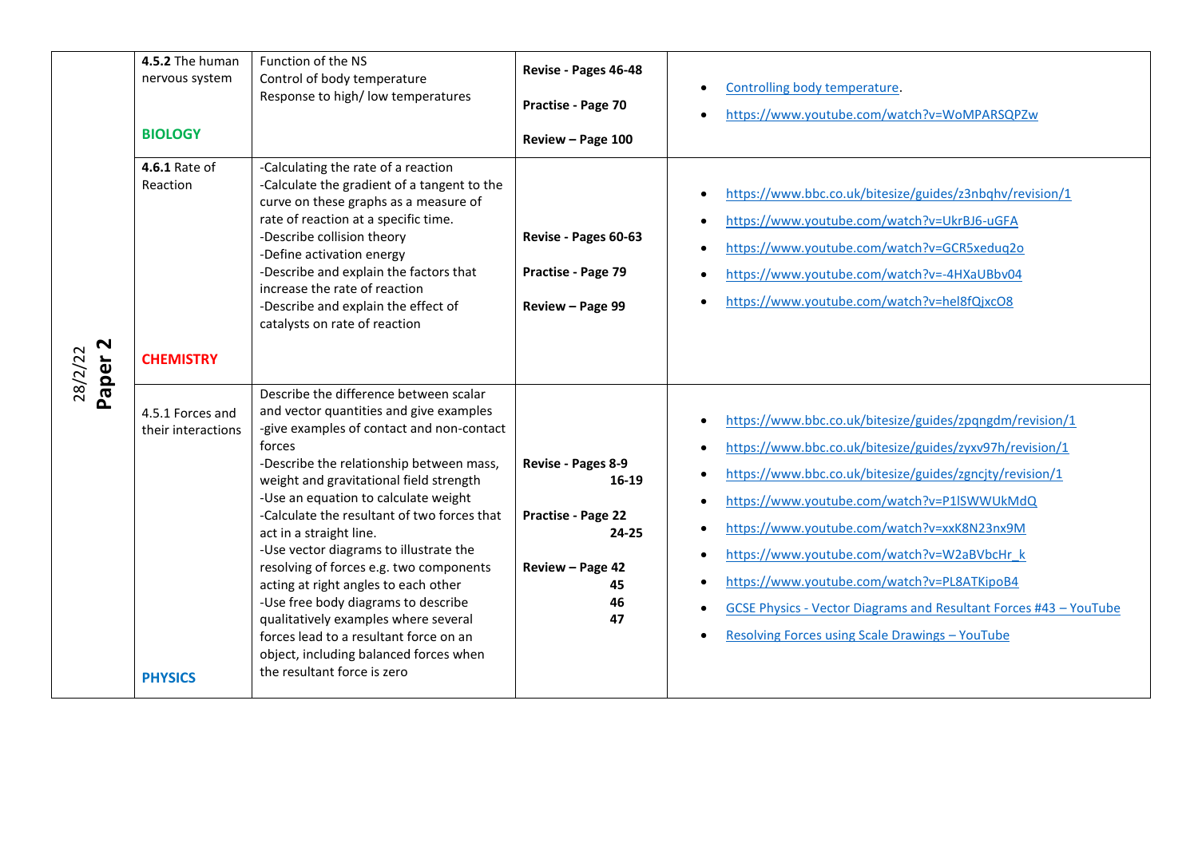| | | | | |
|---|---|---|---|---|
| **28/2/22 Paper 2** | **4.5.2** The human nervous system<br><br>**BIOLOGY** | Function of the NS<br>Control of body temperature<br>Response to high/ low temperatures | **Revise - Pages 46-48**<br><br>**Practise - Page 70**<br><br>**Review – Page 100** | • Controlling body temperature.<br>• https://www.youtube.com/watch?v=WoMPARSQPZw |
| | **4.6.1** Rate of Reaction<br><br>**CHEMISTRY** | -Calculating the rate of a reaction<br>-Calculate the gradient of a tangent to the curve on these graphs as a measure of rate of reaction at a specific time.<br>-Describe collision theory<br>-Define activation energy<br>-Describe and explain the factors that increase the rate of reaction<br>-Describe and explain the effect of catalysts on rate of reaction | **Revise - Pages 60-63**<br><br>**Practise - Page 79**<br><br>**Review – Page 99** | • https://www.bbc.co.uk/bitesize/guides/z3nbqhv/revision/1<br>• https://www.youtube.com/watch?v=UkrBJ6-uGFA<br>• https://www.youtube.com/watch?v=GCR5xeduq2o<br>• https://www.youtube.com/watch?v=-4HXaUBbv04<br>• https://www.youtube.com/watch?v=hel8fQjxcO8 |
| | 4.5.1 Forces and their interactions<br><br>**PHYSICS** | Describe the difference between scalar and vector quantities and give examples<br>-give examples of contact and non-contact forces<br>-Describe the relationship between mass, weight and gravitational field strength<br>-Use an equation to calculate weight<br>-Calculate the resultant of two forces that act in a straight line.<br>-Use vector diagrams to illustrate the resolving of forces e.g. two components acting at right angles to each other<br>-Use free body diagrams to describe qualitatively examples where several forces lead to a resultant force on an object, including balanced forces when the resultant force is zero | **Revise - Pages 8-9**<br>**16-19**<br><br>**Practise - Page 22**<br>**24-25**<br><br>**Review – Page 42**<br>**45**<br>**46**<br>**47** | • https://www.bbc.co.uk/bitesize/guides/zpqngdm/revision/1<br>• https://www.bbc.co.uk/bitesize/guides/zyxv97h/revision/1<br>• https://www.bbc.co.uk/bitesize/guides/zgncjty/revision/1<br>• https://www.youtube.com/watch?v=P1lSWWUkMdQ<br>• https://www.youtube.com/watch?v=xxK8N23nx9M<br>• https://www.youtube.com/watch?v=W2aBVbcHr_k<br>• https://www.youtube.com/watch?v=PL8ATKipoB4<br>• GCSE Physics - Vector Diagrams and Resultant Forces #43 – YouTube<br>• Resolving Forces using Scale Drawings – YouTube |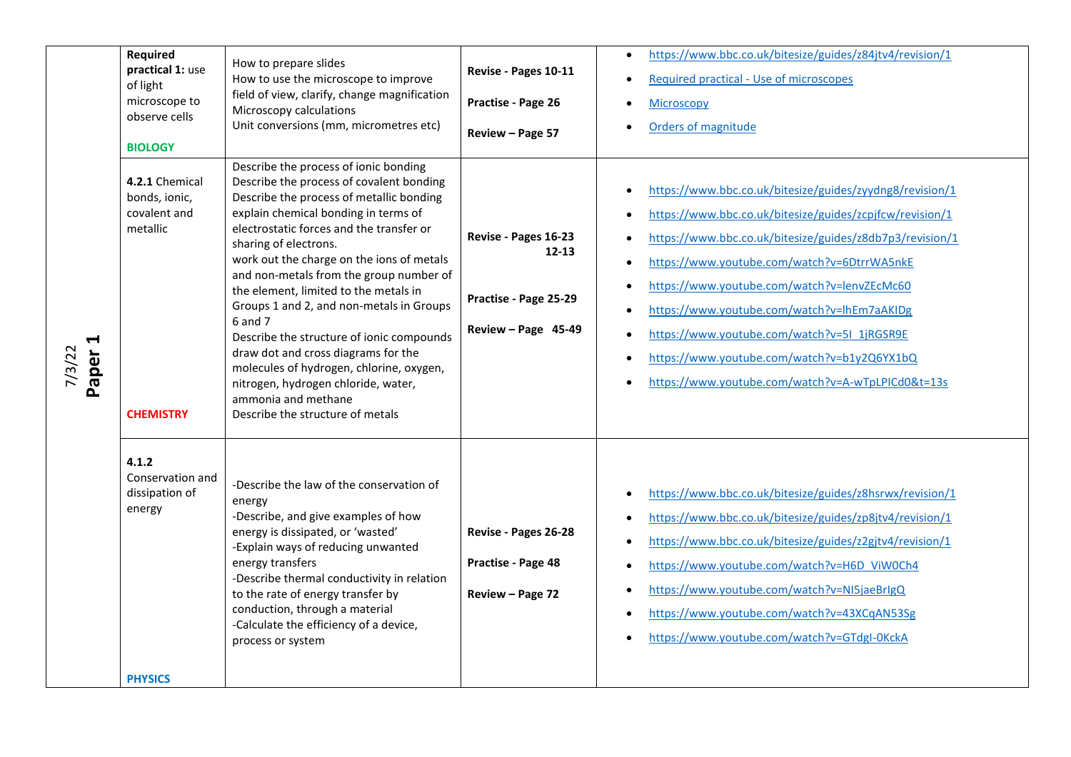| | | | | |
|---|---|---|---|---|
| 7/3/22 **Paper 1** | **Required practical 1:** use of light microscope to observe cells<br><br>**BIOLOGY** | How to prepare slides<br>How to use the microscope to improve field of view, clarify, change magnification<br>Microscopy calculations<br>Unit conversions (mm, micrometres etc) | **Revise - Pages 10-11**<br><br>**Practise - Page 26**<br><br>**Review – Page 57** | • https://www.bbc.co.uk/bitesize/guides/z84jtv4/revision/1<br>• Required practical - Use of microscopes<br>• Microscopy<br>• Orders of magnitude |
| | **4.2.1** Chemical bonds, ionic, covalent and metallic<br><br>**CHEMISTRY** | Describe the process of ionic bonding<br>Describe the process of covalent bonding<br>Describe the process of metallic bonding<br>explain chemical bonding in terms of electrostatic forces and the transfer or sharing of electrons.<br>work out the charge on the ions of metals and non-metals from the group number of the element, limited to the metals in Groups 1 and 2, and non-metals in Groups 6 and 7<br>Describe the structure of ionic compounds<br>draw dot and cross diagrams for the molecules of hydrogen, chlorine, oxygen, nitrogen, hydrogen chloride, water, ammonia and methane<br>Describe the structure of metals | **Revise - Pages 16-23**<br>**12-13**<br><br>**Practise - Page 25-29**<br><br>**Review – Page 45-49** | • https://www.bbc.co.uk/bitesize/guides/zyydng8/revision/1<br>• https://www.bbc.co.uk/bitesize/guides/zcpjfcw/revision/1<br>• https://www.bbc.co.uk/bitesize/guides/z8db7p3/revision/1<br>• https://www.youtube.com/watch?v=6DtrrWA5nkE<br>• https://www.youtube.com/watch?v=lenvZEcMc60<br>• https://www.youtube.com/watch?v=lhEm7aAKIDg<br>• https://www.youtube.com/watch?v=5I_1jRGSR9E<br>• https://www.youtube.com/watch?v=b1y2Q6YX1bQ<br>• https://www.youtube.com/watch?v=A-wTpLPICd0&t=13s |
| | **4.1.2** Conservation and dissipation of energy<br><br>**PHYSICS** | -Describe the law of the conservation of energy<br>-Describe, and give examples of how energy is dissipated, or 'wasted'<br>-Explain ways of reducing unwanted energy transfers<br>-Describe thermal conductivity in relation to the rate of energy transfer by conduction, through a material<br>-Calculate the efficiency of a device, process or system | **Revise - Pages 26-28**<br><br>**Practise - Page 48**<br><br>**Review – Page 72** | • https://www.bbc.co.uk/bitesize/guides/z8hsrwx/revision/1<br>• https://www.bbc.co.uk/bitesize/guides/zp8jtv4/revision/1<br>• https://www.bbc.co.uk/bitesize/guides/z2gjtv4/revision/1<br>• https://www.youtube.com/watch?v=H6D_ViW0Ch4<br>• https://www.youtube.com/watch?v=NI5jaeBrIgQ<br>• https://www.youtube.com/watch?v=43XCqAN53Sg<br>• https://www.youtube.com/watch?v=GTdgI-0KckA |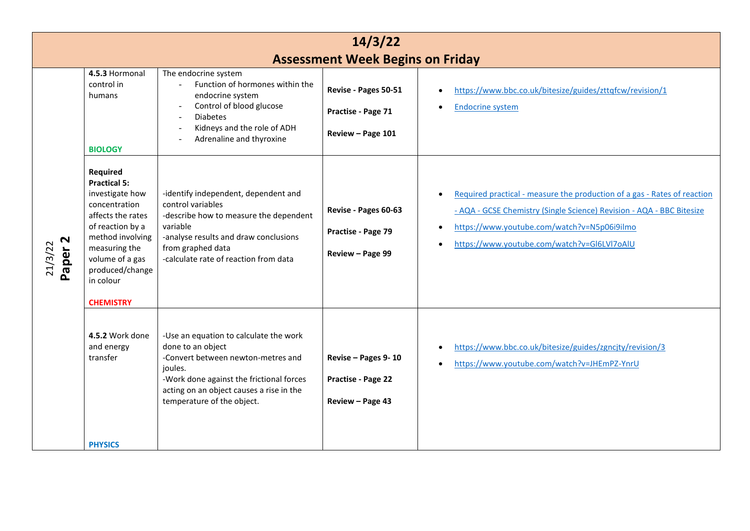| 14/3/22<br>**Assessment Week Begins on Friday** | | | | |
|---|---|---|---|---|
| 21/3/22<br>**Paper 2** | **4.5.3** Hormonal control in humans<br><br>**BIOLOGY** | The endocrine system<br>- Function of hormones within the endocrine system<br>- Control of blood glucose<br>- Diabetes<br>- Kidneys and the role of ADH<br>- Adrenaline and thyroxine | **Revise - Pages 50-51**<br><br>**Practise - Page 71**<br><br>**Review – Page 101** | • https://www.bbc.co.uk/bitesize/guides/zttqfcw/revision/1<br>• Endocrine system |
| | **Required Practical 5:** investigate how concentration affects the rates of reaction by a method involving measuring the volume of a gas produced/change in colour<br><br>**CHEMISTRY** | -identify independent, dependent and control variables<br>-describe how to measure the dependent variable<br>-analyse results and draw conclusions from graphed data<br>-calculate rate of reaction from data | **Revise - Pages 60-63**<br><br>**Practise - Page 79**<br><br>**Review – Page 99** | • Required practical - measure the production of a gas - Rates of reaction - AQA - GCSE Chemistry (Single Science) Revision - AQA - BBC Bitesize<br>• https://www.youtube.com/watch?v=N5p06i9ilmo<br>• https://www.youtube.com/watch?v=Gl6LVl7oAlU |
| | **4.5.2** Work done and energy transfer<br><br>**PHYSICS** | -Use an equation to calculate the work done to an object<br>-Convert between newton-metres and joules.<br>-Work done against the frictional forces acting on an object causes a rise in the temperature of the object. | **Revise – Pages 9- 10**<br><br>**Practise - Page 22**<br><br>**Review – Page 43** | • https://www.bbc.co.uk/bitesize/guides/zgncjty/revision/3<br>• https://www.youtube.com/watch?v=JHEmPZ-YnrU |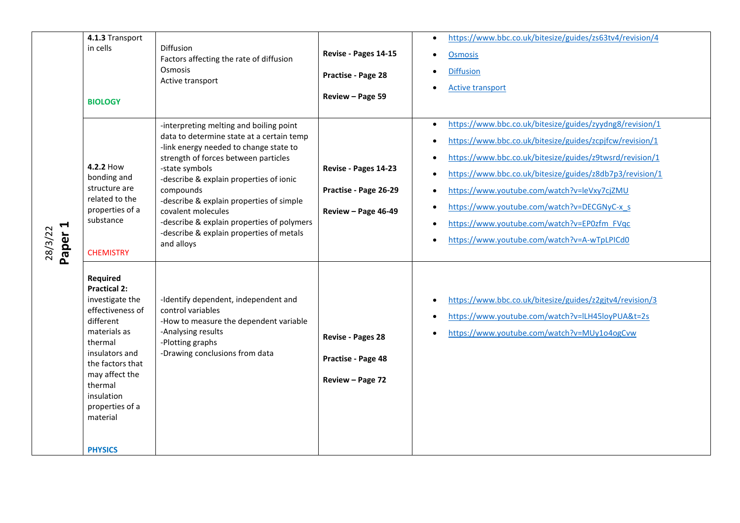| 28/3/22 **Paper 1** | **4.1.3** Transport in cells<br><br>BIOLOGY | Diffusion<br>Factors affecting the rate of diffusion<br>Osmosis<br>Active transport | **Revise - Pages 14-15**<br><br>**Practise - Page 28**<br><br>**Review – Page 59** | • https://www.bbc.co.uk/bitesize/guides/zs63tv4/revision/4<br>• Osmosis<br>• Diffusion<br>• Active transport |
|---|---|---|---|---|
| | **4.2.2** How bonding and structure are related to the properties of a substance<br><br>CHEMISTRY | -interpreting melting and boiling point data to determine state at a certain temp<br>-link energy needed to change state to strength of forces between particles<br>-state symbols<br>-describe & explain properties of ionic compounds<br>-describe & explain properties of simple covalent molecules<br>-describe & explain properties of polymers<br>-describe & explain properties of metals and alloys | **Revise - Pages 14-23**<br><br>**Practise - Page 26-29**<br><br>**Review – Page 46-49** | • https://www.bbc.co.uk/bitesize/guides/zyydng8/revision/1<br>• https://www.bbc.co.uk/bitesize/guides/zcpjfcw/revision/1<br>• https://www.bbc.co.uk/bitesize/guides/z9twsrd/revision/1<br>• https://www.bbc.co.uk/bitesize/guides/z8db7p3/revision/1<br>• https://www.youtube.com/watch?v=leVxy7cjZMU<br>• https://www.youtube.com/watch?v=DECGNyC-x_s<br>• https://www.youtube.com/watch?v=EP0zfm_FVqc<br>• https://www.youtube.com/watch?v=A-wTpLPICd0 |
| | **Required Practical 2:** investigate the effectiveness of different materials as thermal insulators and the factors that may affect the thermal insulation properties of a material<br><br>PHYSICS | -Identify dependent, independent and control variables<br>-How to measure the dependent variable<br>-Analysing results<br>-Plotting graphs<br>-Drawing conclusions from data | **Revise - Pages 28**<br><br>**Practise - Page 48**<br><br>**Review – Page 72** | • https://www.bbc.co.uk/bitesize/guides/z2gjtv4/revision/3<br>• https://www.youtube.com/watch?v=lLH45loyPUA&t=2s<br>• https://www.youtube.com/watch?v=MUy1o4ogCvw |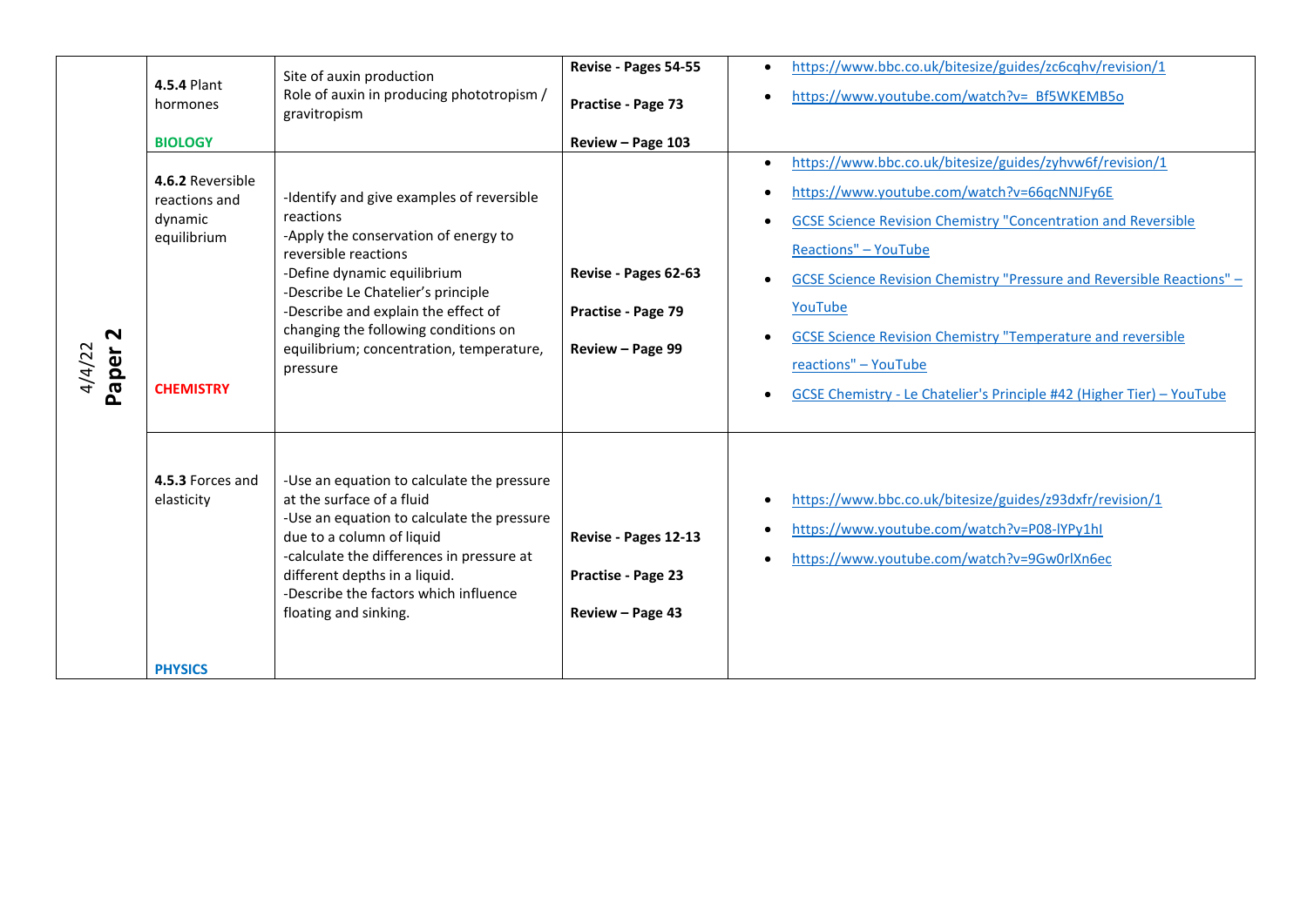| | | | | |
|---|---|---|---|---|
| 4/4/22 **Paper 2** | **4.5.4** Plant hormones<br><br>**BIOLOGY** | Site of auxin production<br>Role of auxin in producing phototropism / gravitropism | **Revise - Pages 54-55**<br><br>**Practise - Page 73**<br><br>**Review – Page 103** | • https://www.bbc.co.uk/bitesize/guides/zc6cqhv/revision/1<br>• https://www.youtube.com/watch?v=_Bf5WKEMB5o |
| | **4.6.2** Reversible reactions and dynamic equilibrium<br><br>**CHEMISTRY** | -Identify and give examples of reversible reactions<br>-Apply the conservation of energy to reversible reactions<br>-Define dynamic equilibrium<br>-Describe Le Chatelier's principle<br>-Describe and explain the effect of changing the following conditions on equilibrium; concentration, temperature, pressure | **Revise - Pages 62-63**<br><br>**Practise - Page 79**<br><br>**Review – Page 99** | • https://www.bbc.co.uk/bitesize/guides/zyhvw6f/revision/1<br>• https://www.youtube.com/watch?v=66qcNNJFy6E<br>• GCSE Science Revision Chemistry "Concentration and Reversible Reactions" – YouTube<br>• GCSE Science Revision Chemistry "Pressure and Reversible Reactions" – YouTube<br>• GCSE Science Revision Chemistry "Temperature and reversible reactions" – YouTube<br>• GCSE Chemistry - Le Chatelier's Principle #42 (Higher Tier) – YouTube |
| | **4.5.3** Forces and elasticity<br><br>**PHYSICS** | -Use an equation to calculate the pressure at the surface of a fluid<br>-Use an equation to calculate the pressure due to a column of liquid<br>-calculate the differences in pressure at different depths in a liquid.<br>-Describe the factors which influence floating and sinking. | **Revise - Pages 12-13**<br><br>**Practise - Page 23**<br><br>**Review – Page 43** | • https://www.bbc.co.uk/bitesize/guides/z93dxfr/revision/1<br>• https://www.youtube.com/watch?v=P08-lYPy1hI<br>• https://www.youtube.com/watch?v=9Gw0rlXn6ec |